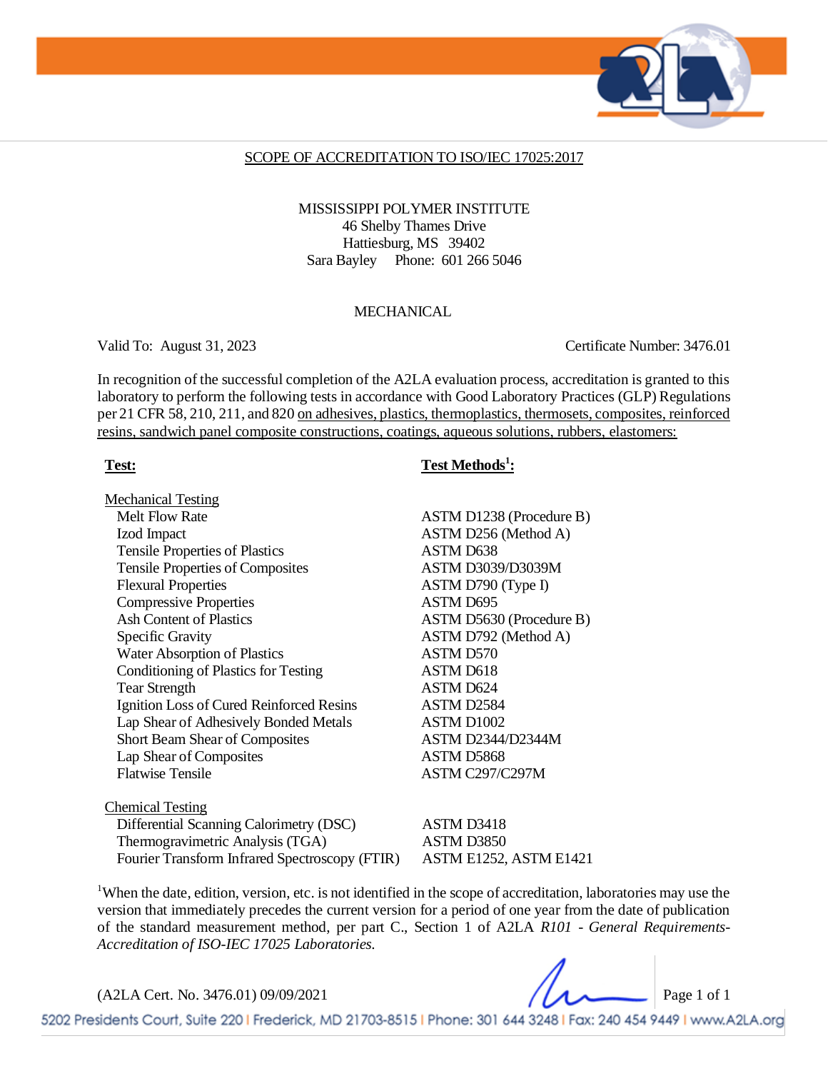## SCOPE OF ACCREDITATION TO ISO/IEC 17025:2017

MISSISSIPPI POLYMER INSTITUTE
46 Shelby Thames Drive
Hattiesburg, MS 39402
Sara Bayley Phone: 601 266 5046

### MECHANICAL

Valid To: August 31, 2023 Certificate Number: 3476.01

In recognition of the successful completion of the A2LA evaluation process, accreditation is granted to this laboratory to perform the following tests in accordance with Good Laboratory Practices (GLP) Regulations per 21 CFR 58, 210, 211, and 820 on adhesives, plastics, thermoplastics, thermosets, composites, reinforced resins, sandwich panel composite constructions, coatings, aqueous solutions, rubbers, elastomers:

| **Test:** | **Test Methods[1]:** |
|---|---|
| Mechanical Testing | |
| Melt Flow Rate | ASTM D1238 (Procedure B) |
| Izod Impact | ASTM D256 (Method A) |
| Tensile Properties of Plastics | ASTM D638 |
| Tensile Properties of Composites | ASTM D3039/D3039M |
| Flexural Properties | ASTM D790 (Type I) |
| Compressive Properties | ASTM D695 |
| Ash Content of Plastics | ASTM D5630 (Procedure B) |
| Specific Gravity | ASTM D792 (Method A) |
| Water Absorption of Plastics | ASTM D570 |
| Conditioning of Plastics for Testing | ASTM D618 |
| Tear Strength | ASTM D624 |
| Ignition Loss of Cured Reinforced Resins | ASTM D2584 |
| Lap Shear of Adhesively Bonded Metals | ASTM D1002 |
| Short Beam Shear of Composites | ASTM D2344/D2344M |
| Lap Shear of Composites | ASTM D5868 |
| Flatwise Tensile | ASTM C297/C297M |
| Chemical Testing | |
| Differential Scanning Calorimetry (DSC) | ASTM D3418 |
| Thermogravimetric Analysis (TGA) | ASTM D3850 |
| Fourier Transform Infrared Spectroscopy (FTIR) | ASTM E1252, ASTM E1421 |

[1]When the date, edition, version, etc. is not identified in the scope of accreditation, laboratories may use the version that immediately precedes the current version for a period of one year from the date of publication of the standard measurement method, per part C., Section 1 of A2LA *R101 - General Requirements-Accreditation of ISO-IEC 17025 Laboratories.*

(A2LA Cert. No. 3476.01) 09/09/2021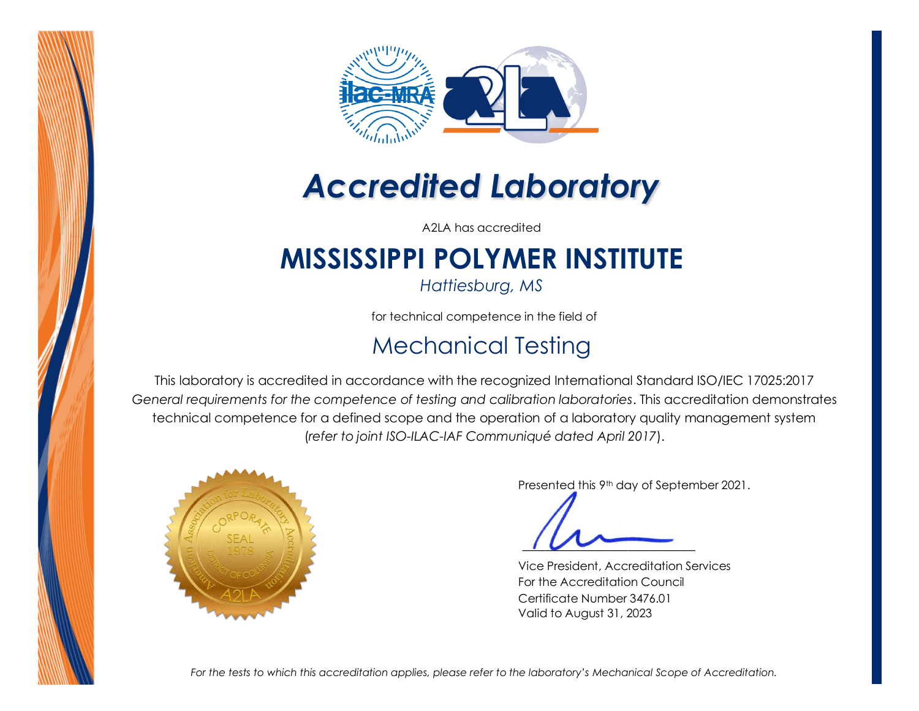# Accredited Laboratory

A2LA has accredited

## MISSISSIPPI POLYMER INSTITUTE

*Hattiesburg, MS*

for technical competence in the field of

## Mechanical Testing

This laboratory is accredited in accordance with the recognized International Standard ISO/IEC 17025:2017 *General requirements for the competence of testing and calibration laboratories*. This accreditation demonstrates technical competence for a defined scope and the operation of a laboratory quality management system (*refer to joint ISO-ILAC-IAF Communiqué dated April 2017*).

Presented this 9th day of September 2021.

Vice President, Accreditation Services
For the Accreditation Council
Certificate Number 3476.01
Valid to August 31, 2023

*For the tests to which this accreditation applies, please refer to the laboratory's Mechanical Scope of Accreditation.*